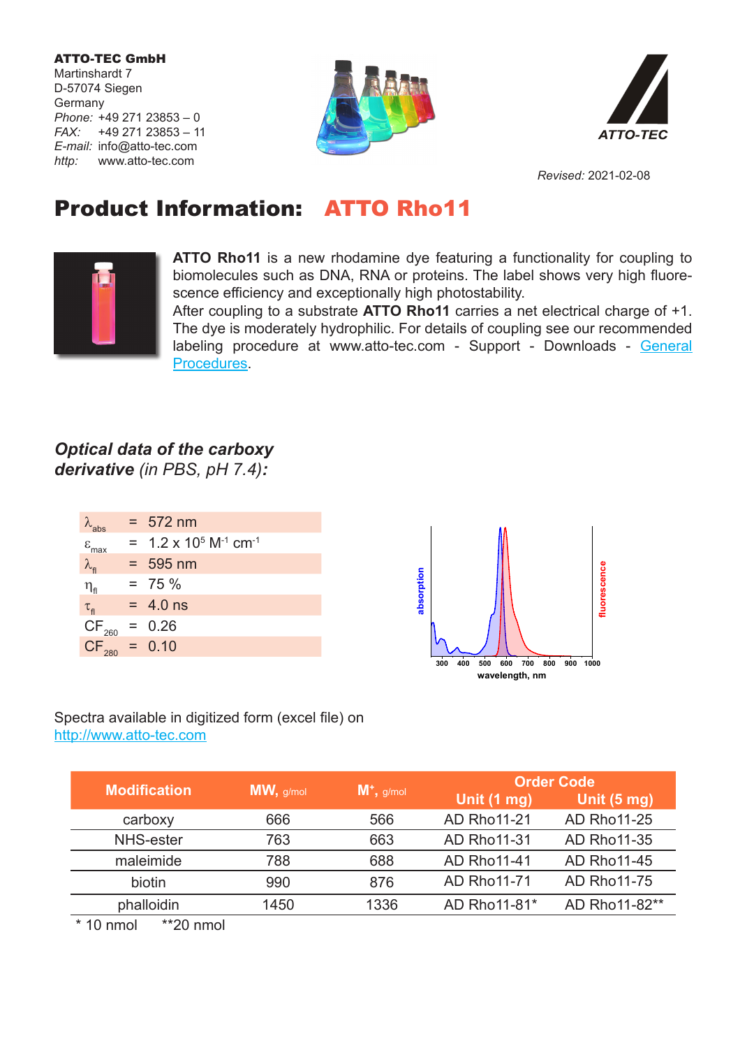**ATTO-TEC GmbH**
Martinshardt 7
D-57074 Siegen
Germany
*Phone:* +49 271 23853 – 0
*FAX:* +49 271 23853 – 11
*E-mail:* info@atto-tec.com
*http:* www.atto-tec.com

ATTO-TEC

*Revised:* 2021-02-08

# Product Information: ATTO Rho11

**ATTO Rho11** is a new rhodamine dye featuring a functionality for coupling to biomolecules such as DNA, RNA or proteins. The label shows very high fluorescence efficiency and exceptionally high photostability.
After coupling to a substrate **ATTO Rho11** carries a net electrical charge of +1. The dye is moderately hydrophilic. For details of coupling see our recommended labeling procedure at www.atto-tec.com - Support - Downloads - General Procedures.

## *Optical data of the carboxy derivative (in PBS, pH 7.4):*

| | | |
|---|---|---|
| $\lambda_{abs}$ | = | 572 nm |
| $\varepsilon_{max}$ | = | 1.2 x $10^5$ $M^{-1}$ $cm^{-1}$ |
| $\lambda_{fl}$ | = | 595 nm |
| $\eta_{fl}$ | = | 75 % |
| $\tau_{fl}$ | = | 4.0 ns |
| $CF_{260}$ | = | 0.26 |
| $CF_{280}$ | = | 0.10 |

absorption
fluorescence
300 400 500 600 700 800 900 1000
wavelength, nm

Spectra available in digitized form (excel file) on
http://www.atto-tec.com

| Modification | MW, g/mol | $M^+$, g/mol | Order Code Unit (1 mg) | Order Code Unit (5 mg) |
|---|---|---|---|---|
| carboxy | 666 | 566 | AD Rho11-21 | AD Rho11-25 |
| NHS-ester | 763 | 663 | AD Rho11-31 | AD Rho11-35 |
| maleimide | 788 | 688 | AD Rho11-41 | AD Rho11-45 |
| biotin | 990 | 876 | AD Rho11-71 | AD Rho11-75 |
| phalloidin | 1450 | 1336 | AD Rho11-81* | AD Rho11-82** |

\* 10 nmol  **20 nmol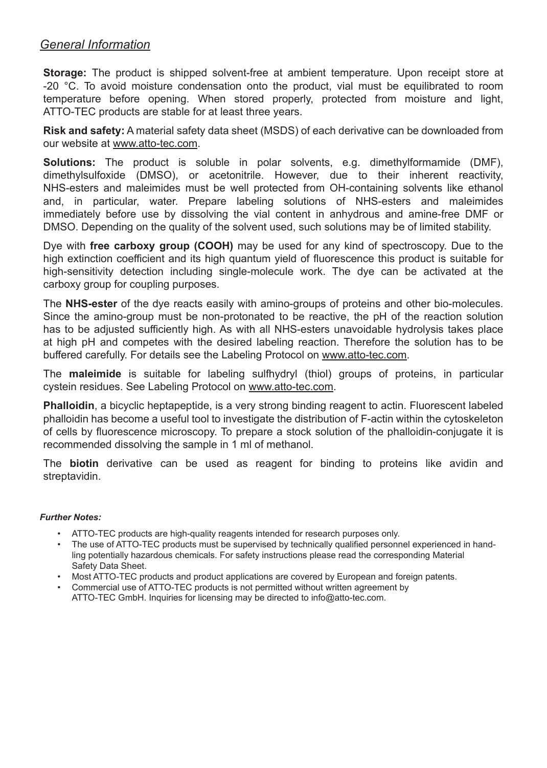## *General Information*

**Storage:** The product is shipped solvent-free at ambient temperature. Upon receipt store at -20 °C. To avoid moisture condensation onto the product, vial must be equilibrated to room temperature before opening. When stored properly, protected from moisture and light, ATTO-TEC products are stable for at least three years.

**Risk and safety:** A material safety data sheet (MSDS) of each derivative can be downloaded from our website at www.atto-tec.com.

**Solutions:** The product is soluble in polar solvents, e.g. dimethylformamide (DMF), dimethylsulfoxide (DMSO), or acetonitrile. However, due to their inherent reactivity, NHS-esters and maleimides must be well protected from OH-containing solvents like ethanol and, in particular, water. Prepare labeling solutions of NHS-esters and maleimides immediately before use by dissolving the vial content in anhydrous and amine-free DMF or DMSO. Depending on the quality of the solvent used, such solutions may be of limited stability.

Dye with **free carboxy group (COOH)** may be used for any kind of spectroscopy. Due to the high extinction coefficient and its high quantum yield of fluorescence this product is suitable for high-sensitivity detection including single-molecule work. The dye can be activated at the carboxy group for coupling purposes.

The **NHS-ester** of the dye reacts easily with amino-groups of proteins and other bio-molecules. Since the amino-group must be non-protonated to be reactive, the pH of the reaction solution has to be adjusted sufficiently high. As with all NHS-esters unavoidable hydrolysis takes place at high pH and competes with the desired labeling reaction. Therefore the solution has to be buffered carefully. For details see the Labeling Protocol on www.atto-tec.com.

The **maleimide** is suitable for labeling sulfhydryl (thiol) groups of proteins, in particular cystein residues. See Labeling Protocol on www.atto-tec.com.

**Phalloidin**, a bicyclic heptapeptide, is a very strong binding reagent to actin. Fluorescent labeled phalloidin has become a useful tool to investigate the distribution of F-actin within the cytoskeleton of cells by fluorescence microscopy. To prepare a stock solution of the phalloidin-conjugate it is recommended dissolving the sample in 1 ml of methanol.

The **biotin** derivative can be used as reagent for binding to proteins like avidin and streptavidin.

***Further Notes:***

- ATTO-TEC products are high-quality reagents intended for research purposes only.
- The use of ATTO-TEC products must be supervised by technically qualified personnel experienced in handling potentially hazardous chemicals. For safety instructions please read the corresponding Material Safety Data Sheet.
- Most ATTO-TEC products and product applications are covered by European and foreign patents.
- Commercial use of ATTO-TEC products is not permitted without written agreement by ATTO-TEC GmbH. Inquiries for licensing may be directed to info@atto-tec.com.